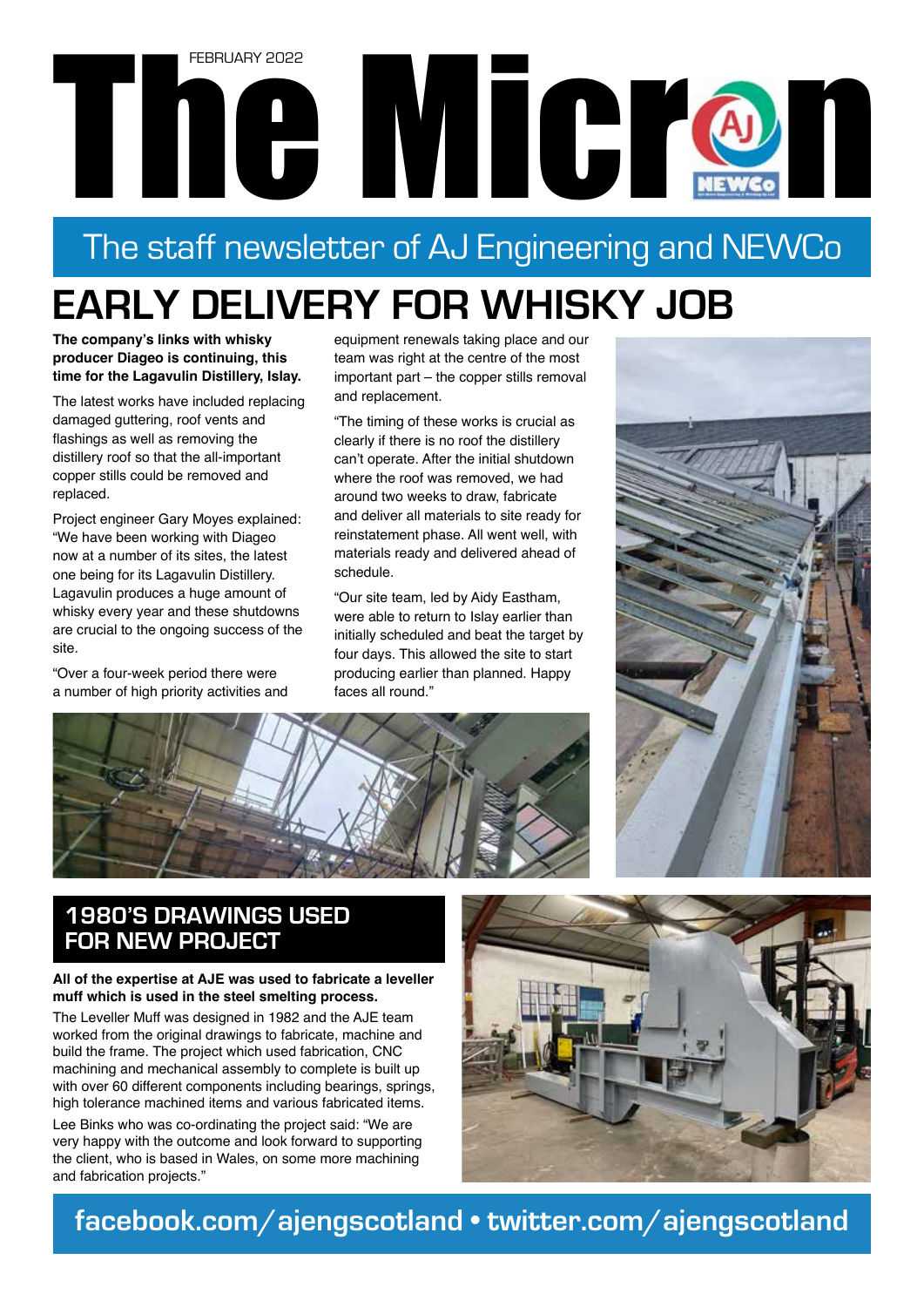FEBRUARY 2022

# The Micron

The staff newsletter of AJ Engineering and NEWCo

## EARLY DELIVERY FOR WHISKY JOB

**The company's links with whisky producer Diageo is continuing, this time for the Lagavulin Distillery, Islay.**

The latest works have included replacing damaged guttering, roof vents and flashings as well as removing the distillery roof so that the all-important copper stills could be removed and replaced.

Project engineer Gary Moyes explained: "We have been working with Diageo now at a number of its sites, the latest one being for its Lagavulin Distillery. Lagavulin produces a huge amount of whisky every year and these shutdowns are crucial to the ongoing success of the site.

"Over a four-week period there were a number of high priority activities and equipment renewals taking place and our team was right at the centre of the most important part – the copper stills removal and replacement.

"The timing of these works is crucial as clearly if there is no roof the distillery can't operate. After the initial shutdown where the roof was removed, we had around two weeks to draw, fabricate and deliver all materials to site ready for reinstatement phase. All went well, with materials ready and delivered ahead of schedule.

"Our site team, led by Aidy Eastham, were able to return to Islay earlier than initially scheduled and beat the target by four days. This allowed the site to start producing earlier than planned. Happy faces all round."

## 1980'S DRAWINGS USED FOR NEW PROJECT

**All of the expertise at AJE was used to fabricate a leveller muff which is used in the steel smelting process.**

The Leveller Muff was designed in 1982 and the AJE team worked from the original drawings to fabricate, machine and build the frame. The project which used fabrication, CNC machining and mechanical assembly to complete is built up with over 60 different components including bearings, springs, high tolerance machined items and various fabricated items.

Lee Binks who was co-ordinating the project said: "We are very happy with the outcome and look forward to supporting the client, who is based in Wales, on some more machining and fabrication projects."

**facebook.com/ajengscotland • twitter.com/ajengscotland**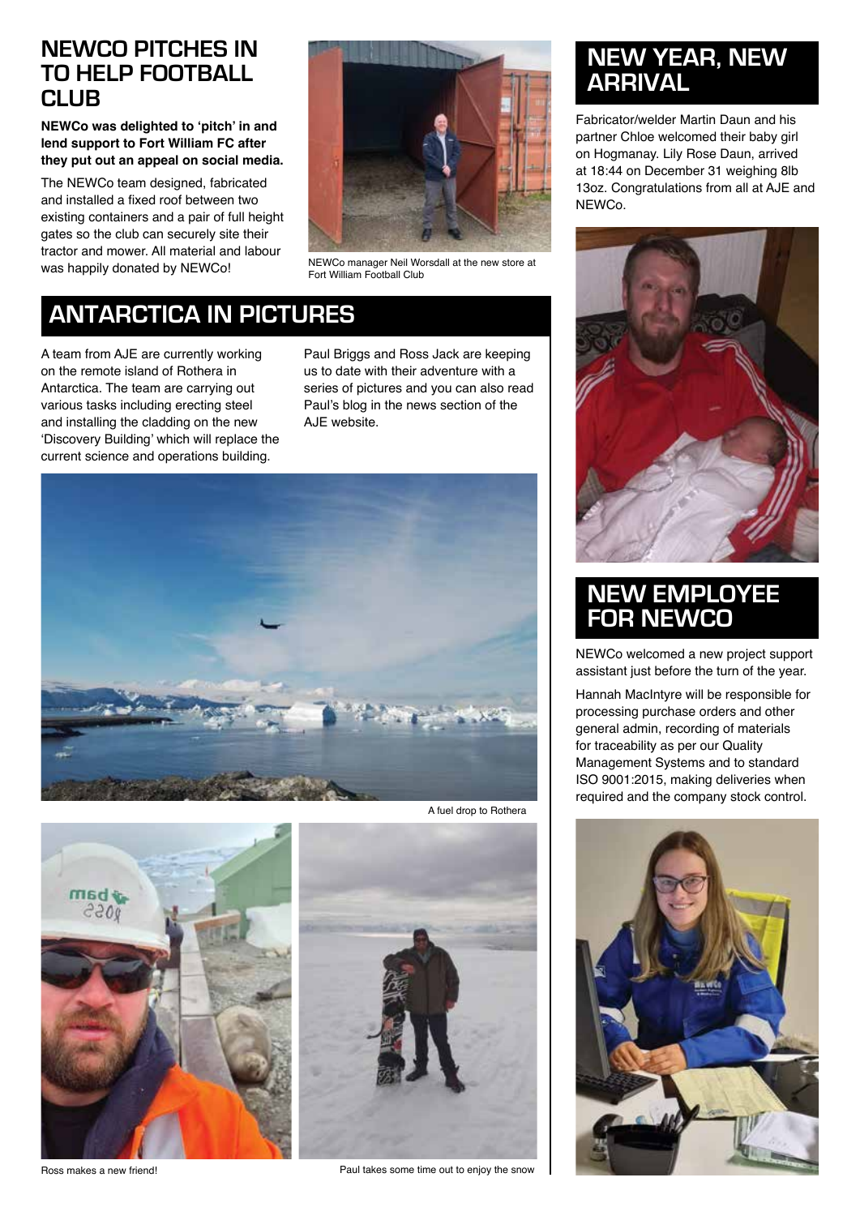## NEWCO PITCHES IN TO HELP FOOTBALL CLUB

**NEWCo was delighted to 'pitch' in and lend support to Fort William FC after they put out an appeal on social media.**

The NEWCo team designed, fabricated and installed a fixed roof between two existing containers and a pair of full height gates so the club can securely site their tractor and mower. All material and labour was happily donated by NEWCo!

NEWCo manager Neil Worsdall at the new store at Fort William Football Club

## ANTARCTICA IN PICTURES

A team from AJE are currently working on the remote island of Rothera in Antarctica. The team are carrying out various tasks including erecting steel and installing the cladding on the new 'Discovery Building' which will replace the current science and operations building.

Paul Briggs and Ross Jack are keeping us to date with their adventure with a series of pictures and you can also read Paul's blog in the news section of the AJE website.

A fuel drop to Rothera

Ross makes a new friend!

Paul takes some time out to enjoy the snow

## NEW YEAR, NEW ARRIVAL

Fabricator/welder Martin Daun and his partner Chloe welcomed their baby girl on Hogmanay. Lily Rose Daun, arrived at 18:44 on December 31 weighing 8lb 13oz. Congratulations from all at AJE and NEWCo.

## NEW EMPLOYEE FOR NEWCO

NEWCo welcomed a new project support assistant just before the turn of the year.

Hannah MacIntyre will be responsible for processing purchase orders and other general admin, recording of materials for traceability as per our Quality Management Systems and to standard ISO 9001:2015, making deliveries when required and the company stock control.